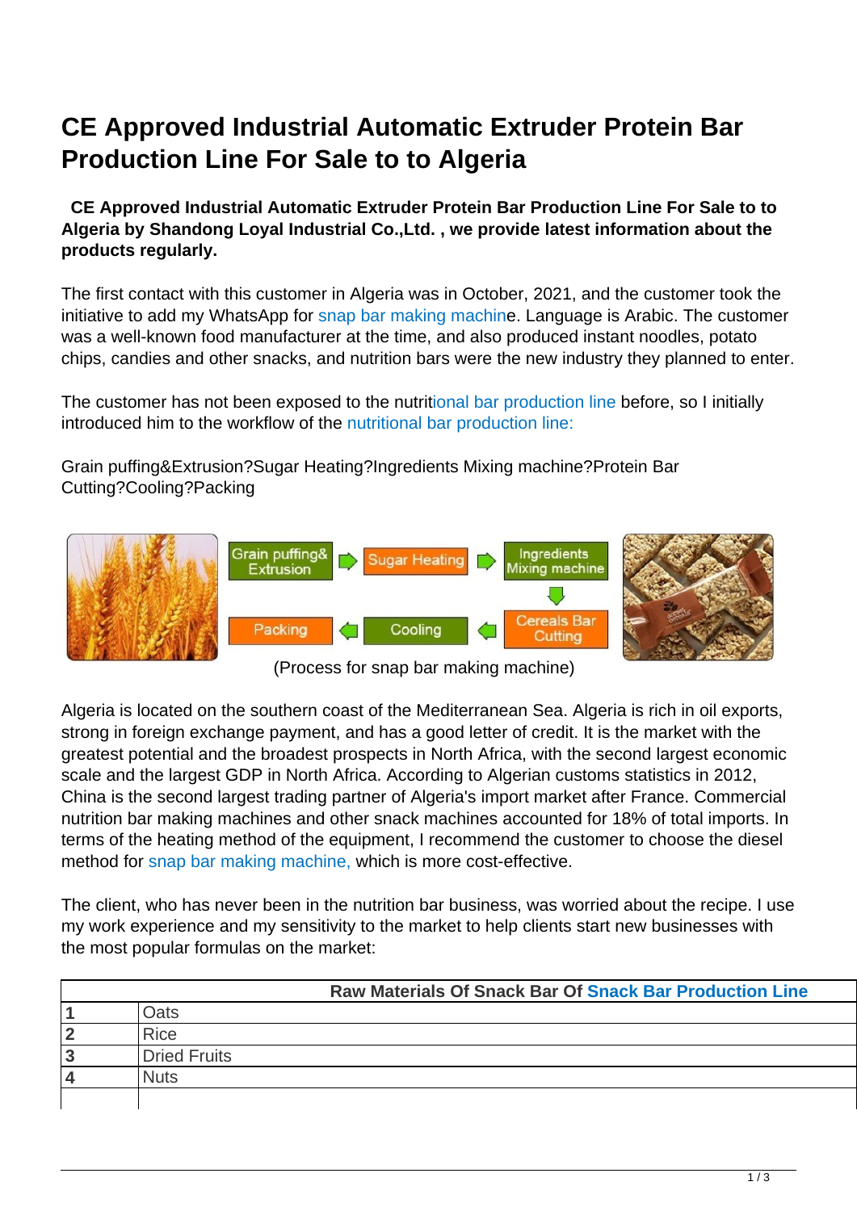# CE Approved Industrial Automatic Extruder Protein Bar Production Line For Sale to to Algeria

**CE Approved Industrial Automatic Extruder Protein Bar Production Line For Sale to to Algeria by Shandong Loyal Industrial Co.,Ltd. , we provide latest information about the products regularly.**

The first contact with this customer in Algeria was in October, 2021, and the customer took the initiative to add my WhatsApp for snap bar making machine. Language is Arabic. The customer was a well-known food manufacturer at the time, and also produced instant noodles, potato chips, candies and other snacks, and nutrition bars were the new industry they planned to enter.

The customer has not been exposed to the nutritional bar production line before, so I initially introduced him to the workflow of the nutritional bar production line:

Grain puffing&Extrusion?Sugar Heating?Ingredients Mixing machine?Protein Bar Cutting?Cooling?Packing

Grain puffing& Extrusion → Sugar Heating → Ingredients Mixing machine → Cereals Bar Cutting → Cooling → Packing

(Process for snap bar making machine)

Algeria is located on the southern coast of the Mediterranean Sea. Algeria is rich in oil exports, strong in foreign exchange payment, and has a good letter of credit. It is the market with the greatest potential and the broadest prospects in North Africa, with the second largest economic scale and the largest GDP in North Africa. According to Algerian customs statistics in 2012, China is the second largest trading partner of Algeria's import market after France. Commercial nutrition bar making machines and other snack machines accounted for 18% of total imports. In terms of the heating method of the equipment, I recommend the customer to choose the diesel method for snap bar making machine, which is more cost-effective.

The client, who has never been in the nutrition bar business, was worried about the recipe. I use my work experience and my sensitivity to the market to help clients start new businesses with the most popular formulas on the market:

| | Raw Materials Of Snack Bar Of Snack Bar Production Line |
|---|---|
| **1** | Oats |
| **2** | Rice |
| **3** | Dried Fruits |
| **4** | Nuts |
| | |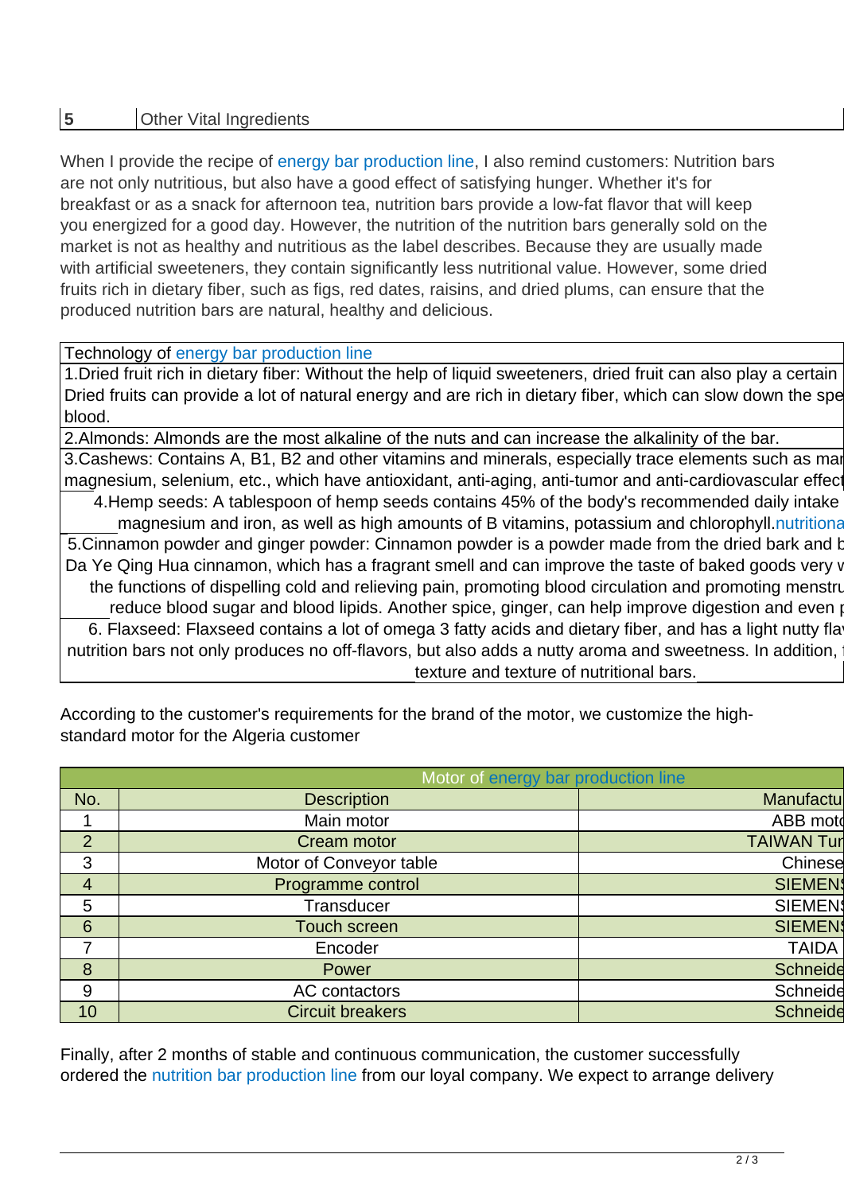| 5 | Other Vital Ingredients |
|---|---|

When I provide the recipe of energy bar production line, I also remind customers: Nutrition bars are not only nutritious, but also have a good effect of satisfying hunger. Whether it's for breakfast or as a snack for afternoon tea, nutrition bars provide a low-fat flavor that will keep you energized for a good day. However, the nutrition of the nutrition bars generally sold on the market is not as healthy and nutritious as the label describes. Because they are usually made with artificial sweeteners, they contain significantly less nutritional value. However, some dried fruits rich in dietary fiber, such as figs, red dates, raisins, and dried plums, can ensure that the produced nutrition bars are natural, healthy and delicious.

| Technology of energy bar production line |
|---|
| 1.Dried fruit rich in dietary fiber: Without the help of liquid sweeteners, dried fruit can also play a certain Dried fruits can provide a lot of natural energy and are rich in dietary fiber, which can slow down the spe blood. |
| 2.Almonds: Almonds are the most alkaline of the nuts and can increase the alkalinity of the bar. |
| 3.Cashews: Contains A, B1, B2 and other vitamins and minerals, especially trace elements such as mar magnesium, selenium, etc., which have antioxidant, anti-aging, anti-tumor and anti-cardiovascular effect |
| 4.Hemp seeds: A tablespoon of hemp seeds contains 45% of the body's recommended daily intake magnesium and iron, as well as high amounts of B vitamins, potassium and chlorophyll.nutritiona |
| 5.Cinnamon powder and ginger powder: Cinnamon powder is a powder made from the dried bark and b Da Ye Qing Hua cinnamon, which has a fragrant smell and can improve the taste of baked goods very w the functions of dispelling cold and relieving pain, promoting blood circulation and promoting menstru reduce blood sugar and blood lipids. Another spice, ginger, can help improve digestion and even p |
| 6. Flaxseed: Flaxseed contains a lot of omega 3 fatty acids and dietary fiber, and has a light nutty fla nutrition bars not only produces no off-flavors, but also adds a nutty aroma and sweetness. In addition, t texture and texture of nutritional bars. |

According to the customer's requirements for the brand of the motor, we customize the high-standard motor for the Algeria customer

| Motor of energy bar production line | | |
|---|---|---|
| No. | Description | Manufactu |
| 1 | Main motor | ABB moto |
| 2 | Cream motor | TAIWAN Tun |
| 3 | Motor of Conveyor table | Chinese |
| 4 | Programme control | SIEMENS |
| 5 | Transducer | SIEMENS |
| 6 | Touch screen | SIEMENS |
| 7 | Encoder | TAIDA |
| 8 | Power | Schneide |
| 9 | AC contactors | Schneide |
| 10 | Circuit breakers | Schneide |

Finally, after 2 months of stable and continuous communication, the customer successfully ordered the nutrition bar production line from our loyal company. We expect to arrange delivery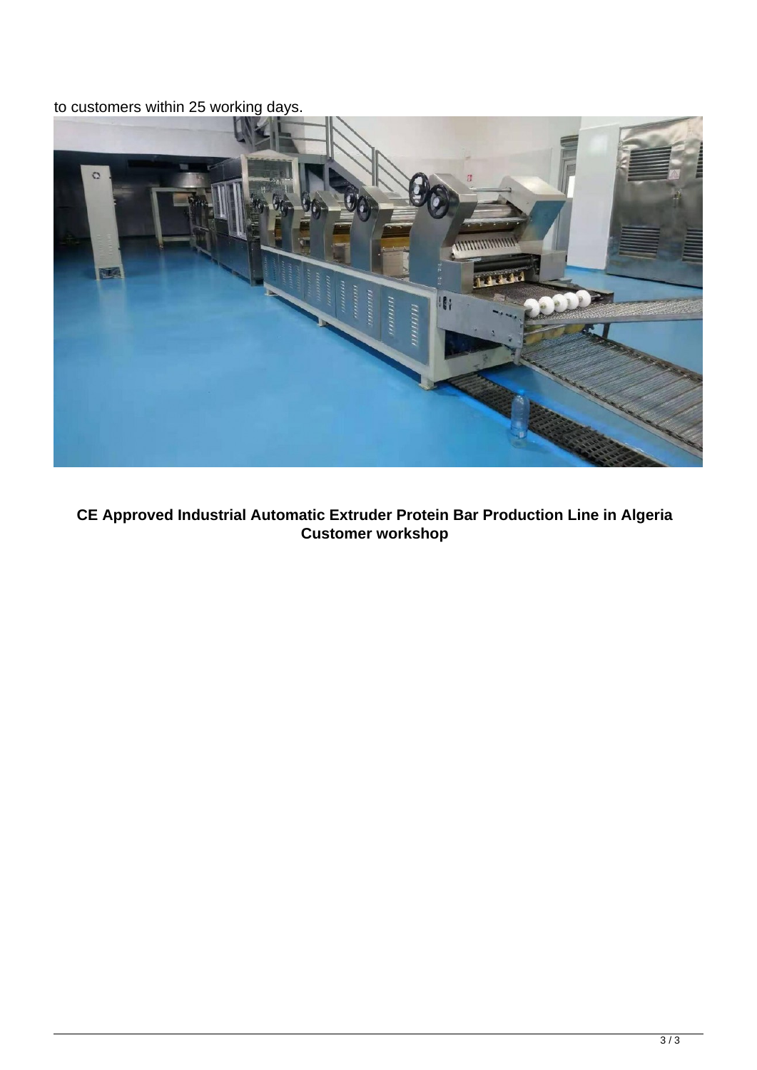to customers within 25 working days.

**CE Approved Industrial Automatic Extruder Protein Bar Production Line in Algeria Customer workshop**